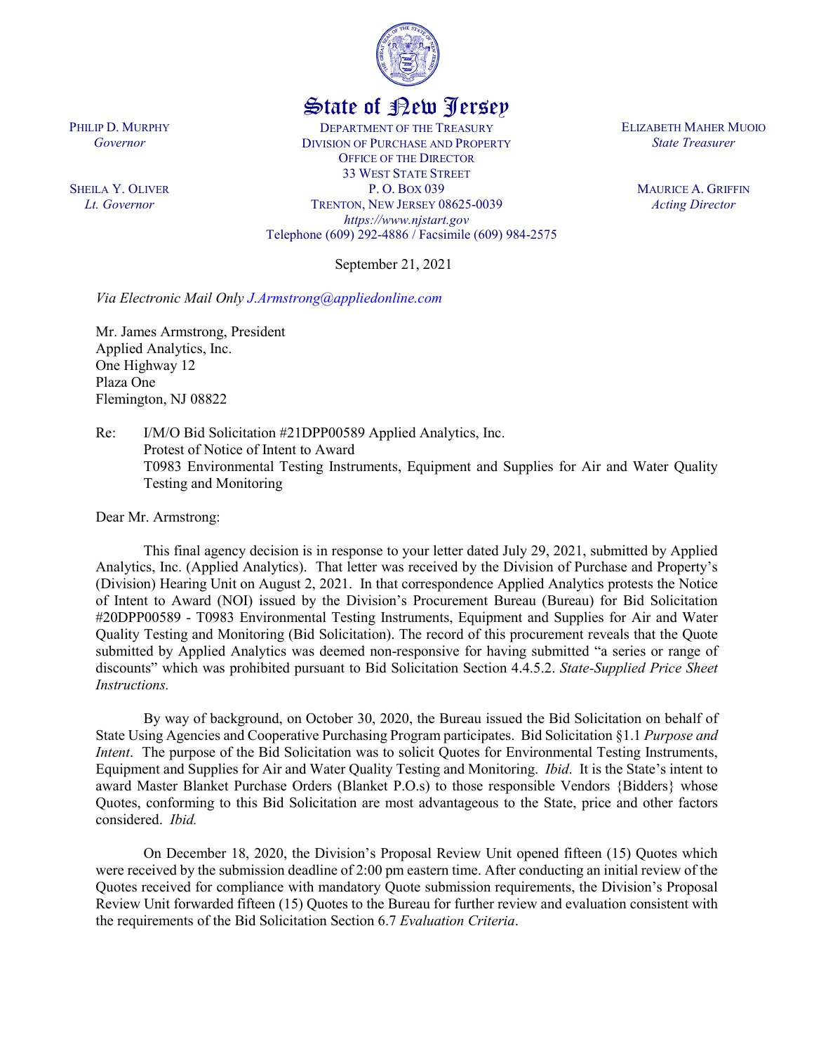# State of New Jersey

PHILIP D. MURPHY
*Governor*

SHEILA Y. OLIVER
*Lt. Governor*

DEPARTMENT OF THE TREASURY
DIVISION OF PURCHASE AND PROPERTY
OFFICE OF THE DIRECTOR
33 WEST STATE STREET
P. O. BOX 039
TRENTON, NEW JERSEY 08625-0039
*https://www.njstart.gov*
Telephone (609) 292-4886 / Facsimile (609) 984-2575

ELIZABETH MAHER MUOIO
*State Treasurer*

MAURICE A. GRIFFIN
*Acting Director*

September 21, 2021

*Via Electronic Mail Only J.Armstrong@appliedonline.com*

Mr. James Armstrong, President
Applied Analytics, Inc.
One Highway 12
Plaza One
Flemington, NJ 08822

Re: I/M/O Bid Solicitation #21DPP00589 Applied Analytics, Inc.
Protest of Notice of Intent to Award
T0983 Environmental Testing Instruments, Equipment and Supplies for Air and Water Quality Testing and Monitoring

Dear Mr. Armstrong:

This final agency decision is in response to your letter dated July 29, 2021, submitted by Applied Analytics, Inc. (Applied Analytics). That letter was received by the Division of Purchase and Property's (Division) Hearing Unit on August 2, 2021. In that correspondence Applied Analytics protests the Notice of Intent to Award (NOI) issued by the Division's Procurement Bureau (Bureau) for Bid Solicitation #20DPP00589 - T0983 Environmental Testing Instruments, Equipment and Supplies for Air and Water Quality Testing and Monitoring (Bid Solicitation). The record of this procurement reveals that the Quote submitted by Applied Analytics was deemed non-responsive for having submitted "a series or range of discounts" which was prohibited pursuant to Bid Solicitation Section 4.4.5.2. *State-Supplied Price Sheet Instructions.*

By way of background, on October 30, 2020, the Bureau issued the Bid Solicitation on behalf of State Using Agencies and Cooperative Purchasing Program participates. Bid Solicitation §1.1 *Purpose and Intent*. The purpose of the Bid Solicitation was to solicit Quotes for Environmental Testing Instruments, Equipment and Supplies for Air and Water Quality Testing and Monitoring. *Ibid*. It is the State's intent to award Master Blanket Purchase Orders (Blanket P.O.s) to those responsible Vendors {Bidders} whose Quotes, conforming to this Bid Solicitation are most advantageous to the State, price and other factors considered. *Ibid.*

On December 18, 2020, the Division's Proposal Review Unit opened fifteen (15) Quotes which were received by the submission deadline of 2:00 pm eastern time. After conducting an initial review of the Quotes received for compliance with mandatory Quote submission requirements, the Division's Proposal Review Unit forwarded fifteen (15) Quotes to the Bureau for further review and evaluation consistent with the requirements of the Bid Solicitation Section 6.7 *Evaluation Criteria*.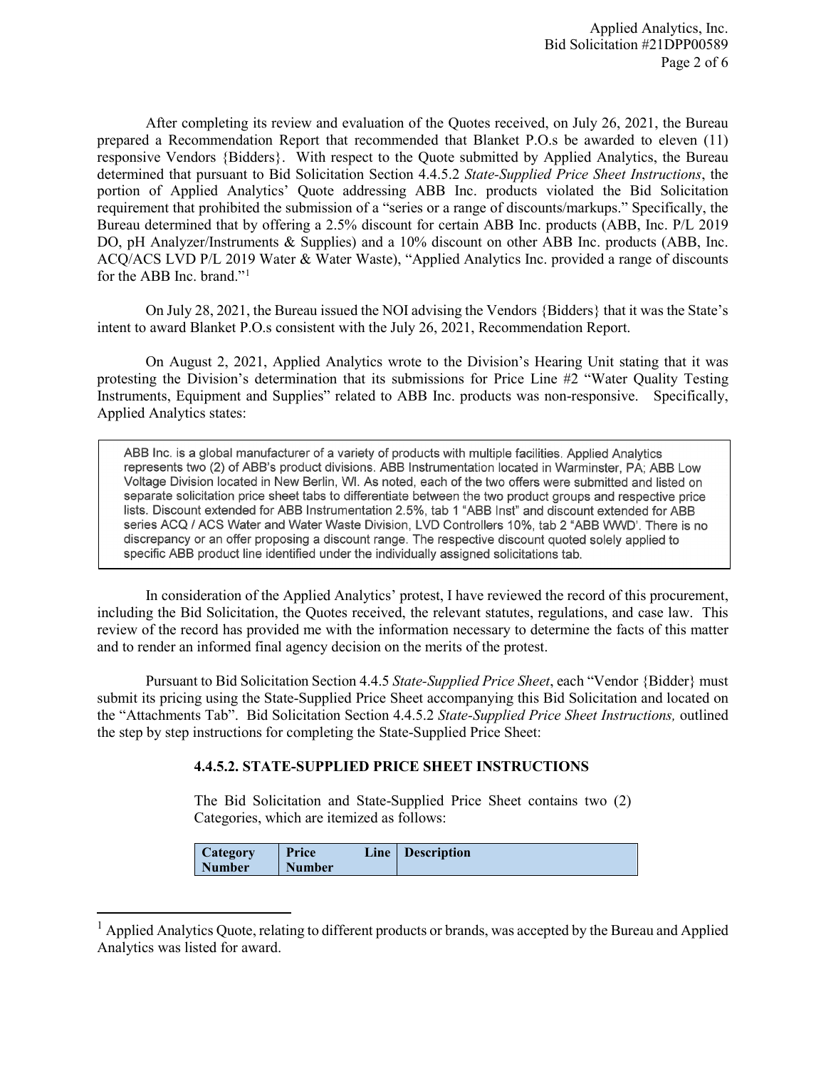After completing its review and evaluation of the Quotes received, on July 26, 2021, the Bureau prepared a Recommendation Report that recommended that Blanket P.O.s be awarded to eleven (11) responsive Vendors {Bidders}. With respect to the Quote submitted by Applied Analytics, the Bureau determined that pursuant to Bid Solicitation Section 4.4.5.2 *State-Supplied Price Sheet Instructions*, the portion of Applied Analytics' Quote addressing ABB Inc. products violated the Bid Solicitation requirement that prohibited the submission of a "series or a range of discounts/markups." Specifically, the Bureau determined that by offering a 2.5% discount for certain ABB Inc. products (ABB, Inc. P/L 2019 DO, pH Analyzer/Instruments & Supplies) and a 10% discount on other ABB Inc. products (ABB, Inc. ACQ/ACS LVD P/L 2019 Water & Water Waste), "Applied Analytics Inc. provided a range of discounts for the ABB Inc. brand."[1]

On July 28, 2021, the Bureau issued the NOI advising the Vendors {Bidders} that it was the State's intent to award Blanket P.O.s consistent with the July 26, 2021, Recommendation Report.

On August 2, 2021, Applied Analytics wrote to the Division's Hearing Unit stating that it was protesting the Division's determination that its submissions for Price Line #2 "Water Quality Testing Instruments, Equipment and Supplies" related to ABB Inc. products was non-responsive. Specifically, Applied Analytics states:

> ABB Inc. is a global manufacturer of a variety of products with multiple facilities. Applied Analytics represents two (2) of ABB's product divisions. ABB Instrumentation located in Warminster, PA; ABB Low Voltage Division located in New Berlin, WI. As noted, each of the two offers were submitted and listed on separate solicitation price sheet tabs to differentiate between the two product groups and respective price lists. Discount extended for ABB Instrumentation 2.5%, tab 1 "ABB Inst" and discount extended for ABB series ACQ / ACS Water and Water Waste Division, LVD Controllers 10%, tab 2 "ABB WWD'. There is no discrepancy or an offer proposing a discount range. The respective discount quoted solely applied to specific ABB product line identified under the individually assigned solicitations tab.

In consideration of the Applied Analytics' protest, I have reviewed the record of this procurement, including the Bid Solicitation, the Quotes received, the relevant statutes, regulations, and case law. This review of the record has provided me with the information necessary to determine the facts of this matter and to render an informed final agency decision on the merits of the protest.

Pursuant to Bid Solicitation Section 4.4.5 *State-Supplied Price Sheet*, each "Vendor {Bidder} must submit its pricing using the State-Supplied Price Sheet accompanying this Bid Solicitation and located on the "Attachments Tab". Bid Solicitation Section 4.4.5.2 *State-Supplied Price Sheet Instructions,* outlined the step by step instructions for completing the State-Supplied Price Sheet:

**4.4.5.2. STATE-SUPPLIED PRICE SHEET INSTRUCTIONS**

The Bid Solicitation and State-Supplied Price Sheet contains two (2) Categories, which are itemized as follows:

| Category Number | Price Line Number | Description |
|---|---|---|

[1] Applied Analytics Quote, relating to different products or brands, was accepted by the Bureau and Applied Analytics was listed for award.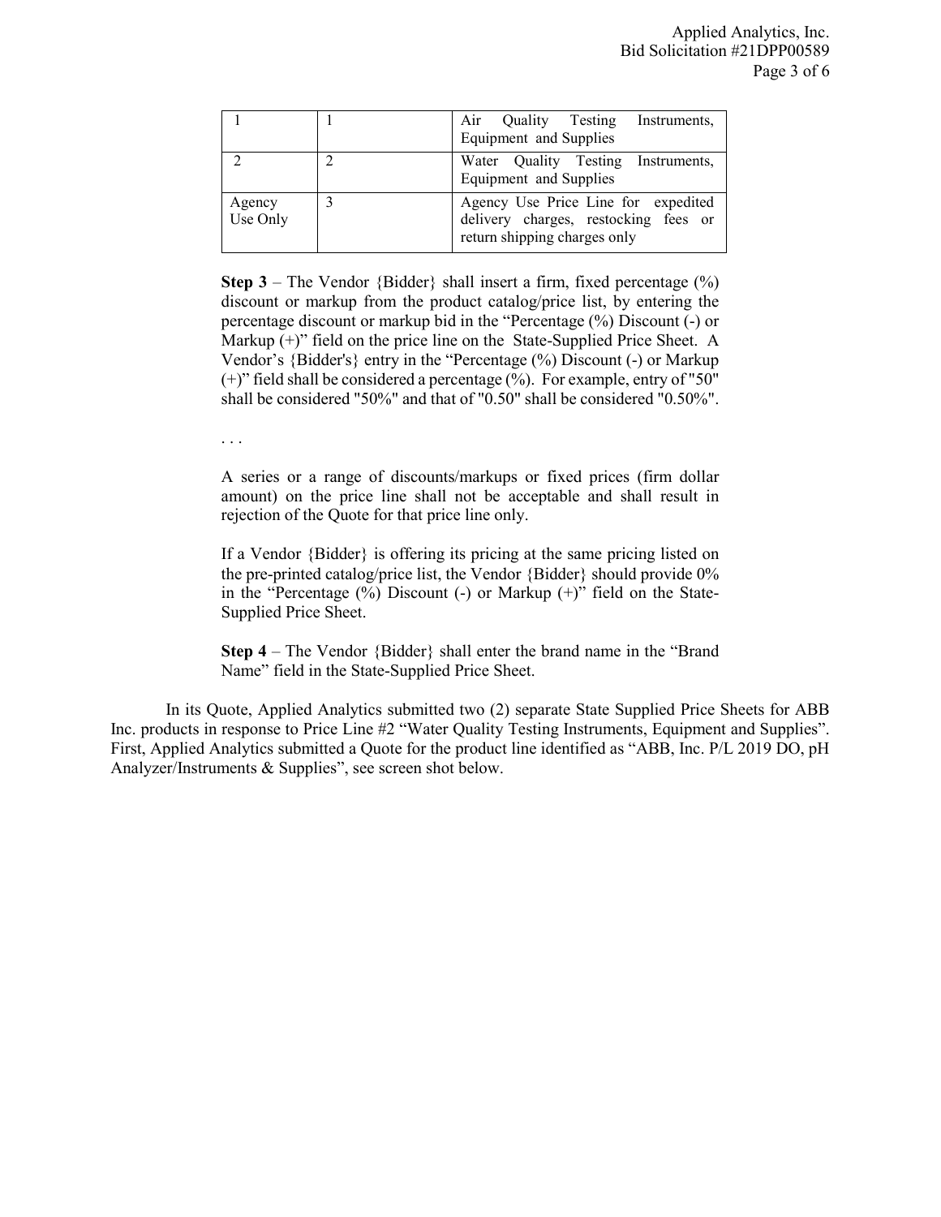| | | |
|---|---|---|
| 1 | 1 | Air Quality Testing Instruments, Equipment and Supplies |
| 2 | 2 | Water Quality Testing Instruments, Equipment and Supplies |
| Agency Use Only | 3 | Agency Use Price Line for expedited delivery charges, restocking fees or return shipping charges only |

**Step 3** – The Vendor {Bidder} shall insert a firm, fixed percentage (%) discount or markup from the product catalog/price list, by entering the percentage discount or markup bid in the "Percentage (%) Discount (-) or Markup (+)" field on the price line on the State-Supplied Price Sheet. A Vendor's {Bidder's} entry in the "Percentage (%) Discount (-) or Markup (+)" field shall be considered a percentage (%). For example, entry of "50" shall be considered "50%" and that of "0.50" shall be considered "0.50%".

. . .

A series or a range of discounts/markups or fixed prices (firm dollar amount) on the price line shall not be acceptable and shall result in rejection of the Quote for that price line only.

If a Vendor {Bidder} is offering its pricing at the same pricing listed on the pre-printed catalog/price list, the Vendor {Bidder} should provide 0% in the "Percentage (%) Discount (-) or Markup (+)" field on the State-Supplied Price Sheet.

**Step 4** – The Vendor {Bidder} shall enter the brand name in the "Brand Name" field in the State-Supplied Price Sheet.

In its Quote, Applied Analytics submitted two (2) separate State Supplied Price Sheets for ABB Inc. products in response to Price Line #2 "Water Quality Testing Instruments, Equipment and Supplies". First, Applied Analytics submitted a Quote for the product line identified as "ABB, Inc. P/L 2019 DO, pH Analyzer/Instruments & Supplies", see screen shot below.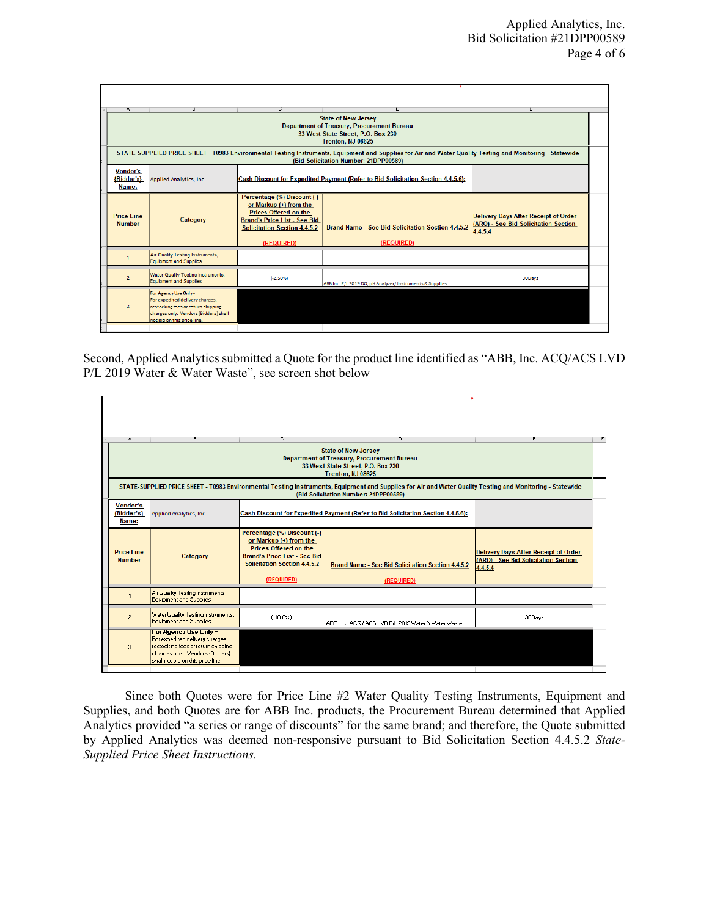| | | | | |
|---|---|---|---|---|
| State of New Jersey<br>Department of Treasury, Procurement Bureau<br>33 West State Street, P.O. Box 230<br>Trenton, NJ 08625 | | | | |
| STATE-SUPPLIED PRICE SHEET - T0983 Environmental Testing Instruments, Equipment and Supplies for Air and Water Quality Testing and Monitoring - Statewide (Bid Solicitation Number: 21DPP00589) | | | | |
| Vendor's (Bidder's) Name: | Applied Analytics, Inc. | Cash Discount for Expedited Payment (Refer to Bid Solicitation Section 4.4.5.6): | | |
| Price Line Number | Category | Percentage (%) Discount (-) or Markup (+) from the Prices Offered on the Brand's Price List - See Bid Solicitation Section 4.4.5.2 (REQUIRED) | Brand Name - See Bid Solicitation Section 4.4.5.2 (REQUIRED) | Delivery Days After Receipt of Order (ARO) - See Bid Solicitation Section 4.4.5.4 |
| 1 | Air Quality Testing Instruments, Equipment and Supplies | | | |
| 2 | Water Quality Testing Instruments, Equipment and Supplies | (-2.50%) | ABB Inc. P/L 2019 DO, pH Analyzer/Instruments & Supplies | 30Days |
| 3 | For Agency Use Only - For expedited delivery charges, restocking fees or return shipping charges only. Vendors (Bidders) shall not bid on this price line. | | | |

Second, Applied Analytics submitted a Quote for the product line identified as "ABB, Inc. ACQ/ACS LVD P/L 2019 Water & Water Waste", see screen shot below

| | | | | |
|---|---|---|---|---|
| State of New Jersey<br>Department of Treasury, Procurement Bureau<br>33 West State Street, P.O. Box 230<br>Trenton, NJ 08625 | | | | |
| STATE-SUPPLIED PRICE SHEET - T0983 Environmental Testing Instruments, Equipment and Supplies for Air and Water Quality Testing and Monitoring - Statewide (Bid Solicitation Number: 21DPP00589) | | | | |
| Vendor's (Bidder's) Name: | Applied Analytics, Inc. | Cash Discount for Expedited Payment (Refer to Bid Solicitation Section 4.4.5.6): | | |
| Price Line Number | Category | Percentage (%) Discount (-) or Markup (+) from the Prices Offered on the Brand's Price List - See Bid Solicitation Section 4.4.5.2 (REQUIRED) | Brand Name - See Bid Solicitation Section 4.4.5.2 (REQUIRED) | Delivery Days After Receipt of Order (ARO) - See Bid Solicitation Section 4.4.5.4 |
| 1 | Air Quality Testing Instruments, Equipment and Supplies | | | |
| 2 | Water Quality Testing Instruments, Equipment and Supplies | (-10.0%) | ABB Inc. ACQ/ACS LVD P/L 2019 Water & Water Waste | 30Days |
| 3 | For Agency Use Only - For expedited delivery charges, restocking fees or return shipping charges only. Vendors (Bidders) shall not bid on this price line. | | | |

Since both Quotes were for Price Line #2 Water Quality Testing Instruments, Equipment and Supplies, and both Quotes are for ABB Inc. products, the Procurement Bureau determined that Applied Analytics provided "a series or range of discounts" for the same brand; and therefore, the Quote submitted by Applied Analytics was deemed non-responsive pursuant to Bid Solicitation Section 4.4.5.2 *State-Supplied Price Sheet Instructions.*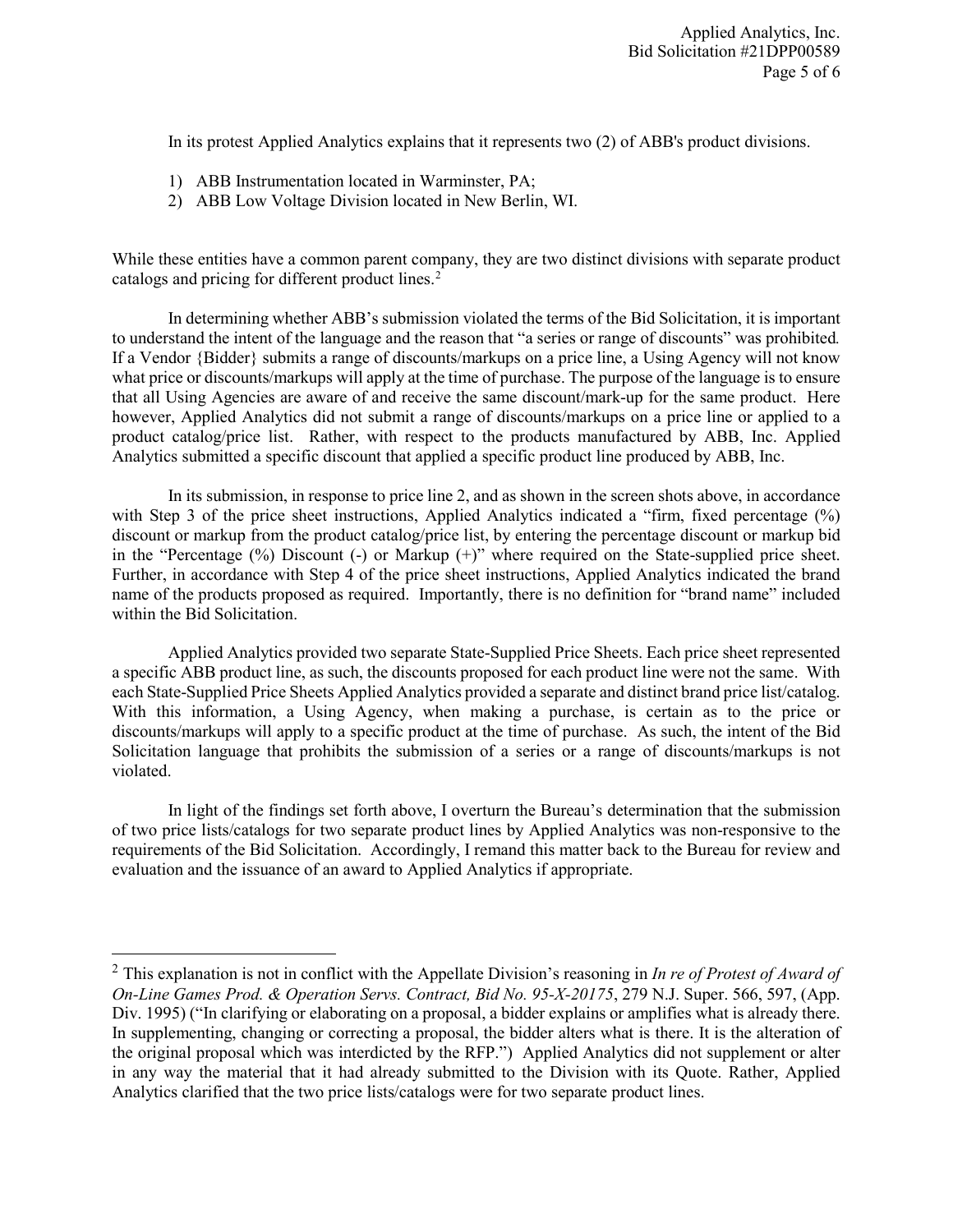In its protest Applied Analytics explains that it represents two (2) of ABB's product divisions.

1) ABB Instrumentation located in Warminster, PA;
2) ABB Low Voltage Division located in New Berlin, WI.

While these entities have a common parent company, they are two distinct divisions with separate product catalogs and pricing for different product lines.[2]

In determining whether ABB's submission violated the terms of the Bid Solicitation, it is important to understand the intent of the language and the reason that "a series or range of discounts" was prohibited. If a Vendor {Bidder} submits a range of discounts/markups on a price line, a Using Agency will not know what price or discounts/markups will apply at the time of purchase. The purpose of the language is to ensure that all Using Agencies are aware of and receive the same discount/mark-up for the same product. Here however, Applied Analytics did not submit a range of discounts/markups on a price line or applied to a product catalog/price list. Rather, with respect to the products manufactured by ABB, Inc. Applied Analytics submitted a specific discount that applied a specific product line produced by ABB, Inc.

In its submission, in response to price line 2, and as shown in the screen shots above, in accordance with Step 3 of the price sheet instructions, Applied Analytics indicated a "firm, fixed percentage (%) discount or markup from the product catalog/price list, by entering the percentage discount or markup bid in the "Percentage (%) Discount (-) or Markup (+)" where required on the State-supplied price sheet. Further, in accordance with Step 4 of the price sheet instructions, Applied Analytics indicated the brand name of the products proposed as required. Importantly, there is no definition for "brand name" included within the Bid Solicitation.

Applied Analytics provided two separate State-Supplied Price Sheets. Each price sheet represented a specific ABB product line, as such, the discounts proposed for each product line were not the same. With each State-Supplied Price Sheets Applied Analytics provided a separate and distinct brand price list/catalog. With this information, a Using Agency, when making a purchase, is certain as to the price or discounts/markups will apply to a specific product at the time of purchase. As such, the intent of the Bid Solicitation language that prohibits the submission of a series or a range of discounts/markups is not violated.

In light of the findings set forth above, I overturn the Bureau's determination that the submission of two price lists/catalogs for two separate product lines by Applied Analytics was non-responsive to the requirements of the Bid Solicitation. Accordingly, I remand this matter back to the Bureau for review and evaluation and the issuance of an award to Applied Analytics if appropriate.

---

[2] This explanation is not in conflict with the Appellate Division's reasoning in *In re of Protest of Award of On-Line Games Prod. & Operation Servs. Contract, Bid No. 95-X-20175*, 279 N.J. Super. 566, 597, (App. Div. 1995) ("In clarifying or elaborating on a proposal, a bidder explains or amplifies what is already there. In supplementing, changing or correcting a proposal, the bidder alters what is there. It is the alteration of the original proposal which was interdicted by the RFP.") Applied Analytics did not supplement or alter in any way the material that it had already submitted to the Division with its Quote. Rather, Applied Analytics clarified that the two price lists/catalogs were for two separate product lines.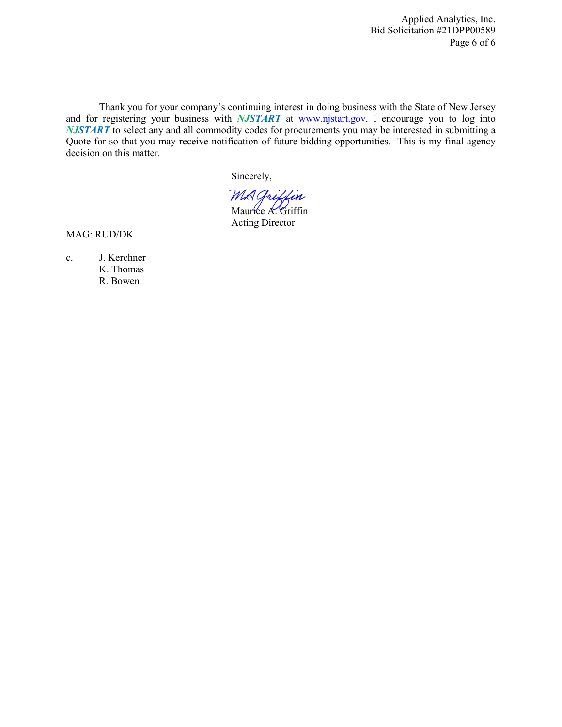Thank you for your company's continuing interest in doing business with the State of New Jersey and for registering your business with ***NJSTART*** at www.njstart.gov. I encourage you to log into ***NJSTART*** to select any and all commodity codes for procurements you may be interested in submitting a Quote for so that you may receive notification of future bidding opportunities. This is my final agency decision on this matter.

Sincerely,

MA Griffin

Maurice A. Griffin
Acting Director

MAG: RUD/DK

c. J. Kerchner
K. Thomas
R. Bowen